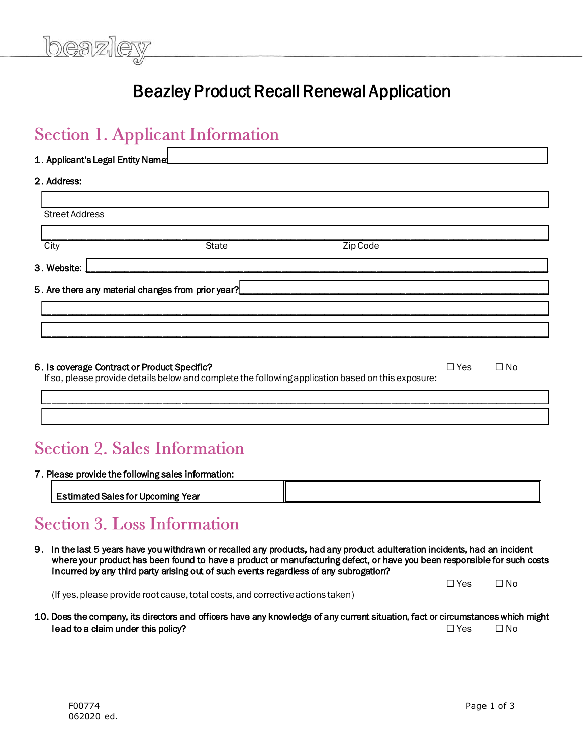beazley

# Beazley Product Recall Renewal Application

## Section 1. Applicant Information

1. Applicant's Legal Entity Name: ______________________________

2. Address:

______________________________
Street Address

______________________________
City State Zip Code

3. Website: ______________________________

5. Are there any material changes from prior year? ______________________________

______________________________

______________________________

6. Is coverage Contract or Product Specific? ☐ Yes ☐ No
   If so, please provide details below and complete the following application based on this exposure:

______________________________

______________________________

## Section 2. Sales Information

7. Please provide the following sales information:

| Estimated Sales for Upcoming Year | |
|---|---|

## Section 3. Loss Information

9. In the last 5 years have you withdrawn or recalled any products, had any product adulteration incidents, had an incident where your product has been found to have a product or manufacturing defect, or have you been responsible for such costs incurred by any third party arising out of such events regardless of any subrogation? ☐ Yes ☐ No

   (If yes, please provide root cause, total costs, and corrective actions taken)

10. Does the company, its directors and officers have any knowledge of any current situation, fact or circumstances which might lead to a claim under this policy? ☐ Yes ☐ No

F00774
062020 ed.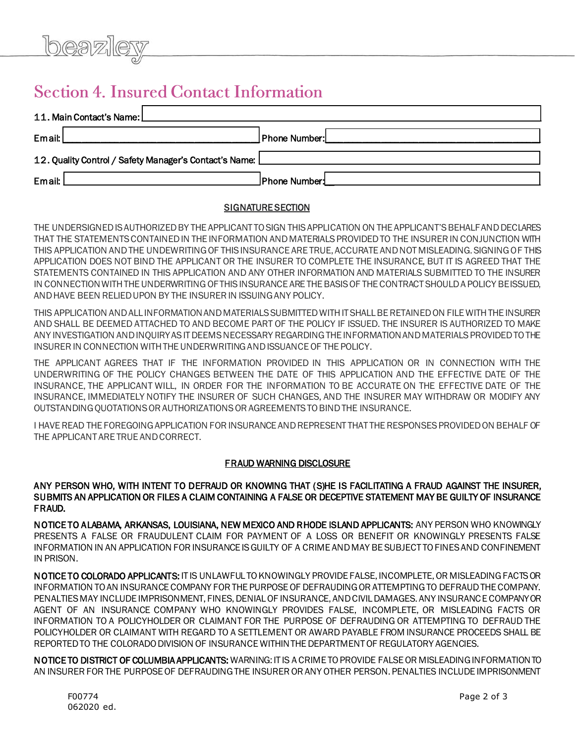## Section 4. Insured Contact Information

11. Main Contact's Name: \_\_\_\_\_\_\_\_\_\_\_\_\_\_\_\_\_\_\_\_

Email: \_\_\_\_\_\_\_\_\_\_\_\_\_\_\_\_\_\_\_\_ Phone Number: \_\_\_\_\_\_\_\_\_\_\_\_\_\_\_\_\_\_\_\_

12. Quality Control / Safety Manager's Contact's Name: \_\_\_\_\_\_\_\_\_\_\_\_\_\_\_\_\_\_\_\_

Email: \_\_\_\_\_\_\_\_\_\_\_\_\_\_\_\_\_\_\_\_ Phone Number: \_\_\_\_\_\_\_\_\_\_\_\_\_\_\_\_\_\_\_\_

### SIGNATURE SECTION

THE UNDERSIGNED IS AUTHORIZED BY THE APPLICANT TO SIGN THIS APPLICATION ON THE APPLICANT'S BEHALF AND DECLARES THAT THE STATEMENTS CONTAINED IN THE INFORMATION AND MATERIALS PROVIDED TO THE INSURER IN CONJUNCTION WITH THIS APPLICATION AND THE UNDEWRITING OF THIS INSURANCE ARE TRUE, ACCURATE AND NOT MISLEADING. SIGNING OF THIS APPLICATION DOES NOT BIND THE APPLICANT OR THE INSURER TO COMPLETE THE INSURANCE, BUT IT IS AGREED THAT THE STATEMENTS CONTAINED IN THIS APPLICATION AND ANY OTHER INFORMATION AND MATERIALS SUBMITTED TO THE INSURER IN CONNECTION WITH THE UNDERWRITING OF THIS INSURANCE ARE THE BASIS OF THE CONTRACT SHOULD A POLICY BE ISSUED, AND HAVE BEEN RELIED UPON BY THE INSURER IN ISSUING ANY POLICY.

THIS APPLICATION AND ALL INFORMATION AND MATERIALS SUBMITTED WITH IT SHALL BE RETAINED ON FILE WITH THE INSURER AND SHALL BE DEEMED ATTACHED TO AND BECOME PART OF THE POLICY IF ISSUED. THE INSURER IS AUTHORIZED TO MAKE ANY INVESTIGATION AND INQUIRY AS IT DEEMS NECESSARY REGARDING THE INFORMATION AND MATERIALS PROVIDED TO THE INSURER IN CONNECTION WITH THE UNDERWRITING AND ISSUANCE OF THE POLICY.

THE APPLICANT AGREES THAT IF THE INFORMATION PROVIDED IN THIS APPLICATION OR IN CONNECTION WITH THE UNDERWRITING OF THE POLICY CHANGES BETWEEN THE DATE OF THIS APPLICATION AND THE EFFECTIVE DATE OF THE INSURANCE, THE APPLICANT WILL, IN ORDER FOR THE INFORMATION TO BE ACCURATE ON THE EFFECTIVE DATE OF THE INSURANCE, IMMEDIATELY NOTIFY THE INSURER OF SUCH CHANGES, AND THE INSURER MAY WITHDRAW OR MODIFY ANY OUTSTANDING QUOTATIONS OR AUTHORIZATIONS OR AGREEMENTS TO BIND THE INSURANCE.

I HAVE READ THE FOREGOING APPLICATION FOR INSURANCE AND REPRESENT THAT THE RESPONSES PROVIDED ON BEHALF OF THE APPLICANT ARE TRUE AND CORRECT.

### FRAUD WARNING DISCLOSURE

**ANY PERSON WHO, WITH INTENT TO DEFRAUD OR KNOWING THAT (S)HE IS FACILITATING A FRAUD AGAINST THE INSURER, SUBMITS AN APPLICATION OR FILES A CLAIM CONTAINING A FALSE OR DECEPTIVE STATEMENT MAY BE GUILTY OF INSURANCE FRAUD.**

**NOTICE TO ALABAMA, ARKANSAS, LOUISIANA, NEW MEXICO AND RHODE ISLAND APPLICANTS:** ANY PERSON WHO KNOWINGLY PRESENTS A FALSE OR FRAUDULENT CLAIM FOR PAYMENT OF A LOSS OR BENEFIT OR KNOWINGLY PRESENTS FALSE INFORMATION IN AN APPLICATION FOR INSURANCE IS GUILTY OF A CRIME AND MAY BE SUBJECT TO FINES AND CONFINEMENT IN PRISON.

**NOTICE TO COLORADO APPLICANTS:** IT IS UNLAWFUL TO KNOWINGLY PROVIDE FALSE, INCOMPLETE, OR MISLEADING FACTS OR INFORMATION TO AN INSURANCE COMPANY FOR THE PURPOSE OF DEFRAUDING OR ATTEMPTING TO DEFRAUD THE COMPANY. PENALTIES MAY INCLUDE IMPRISONMENT, FINES, DENIAL OF INSURANCE, AND CIVIL DAMAGES. ANY INSURANCE COMPANY OR AGENT OF AN INSURANCE COMPANY WHO KNOWINGLY PROVIDES FALSE, INCOMPLETE, OR MISLEADING FACTS OR INFORMATION TO A POLICYHOLDER OR CLAIMANT FOR THE PURPOSE OF DEFRAUDING OR ATTEMPTING TO DEFRAUD THE POLICYHOLDER OR CLAIMANT WITH REGARD TO A SETTLEMENT OR AWARD PAYABLE FROM INSURANCE PROCEEDS SHALL BE REPORTED TO THE COLORADO DIVISION OF INSURANCE WITHIN THE DEPARTMENT OF REGULATORY AGENCIES.

**NOTICE TO DISTRICT OF COLUMBIA APPLICANTS:** WARNING: IT IS A CRIME TO PROVIDE FALSE OR MISLEADING INFORMATION TO AN INSURER FOR THE PURPOSE OF DEFRAUDING THE INSURER OR ANY OTHER PERSON. PENALTIES INCLUDE IMPRISONMENT

F00774
062020 ed.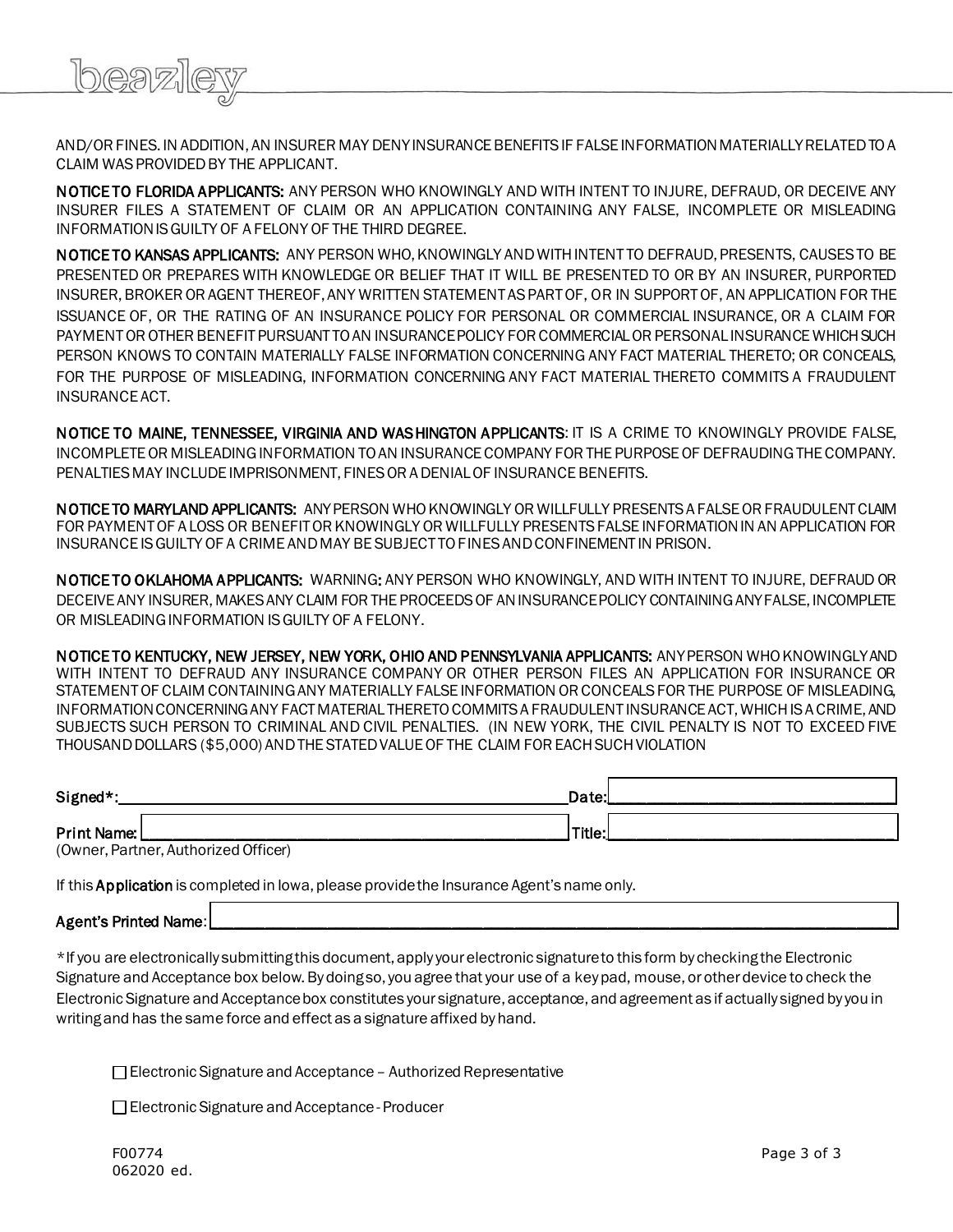AND/OR FINES. IN ADDITION, AN INSURER MAY DENY INSURANCE BENEFITS IF FALSE INFORMATION MATERIALLY RELATED TO A CLAIM WAS PROVIDED BY THE APPLICANT.

**NOTICE TO FLORIDA APPLICANTS:** ANY PERSON WHO KNOWINGLY AND WITH INTENT TO INJURE, DEFRAUD, OR DECEIVE ANY INSURER FILES A STATEMENT OF CLAIM OR AN APPLICATION CONTAINING ANY FALSE, INCOMPLETE OR MISLEADING INFORMATION IS GUILTY OF A FELONY OF THE THIRD DEGREE.

**NOTICE TO KANSAS APPLICANTS:** ANY PERSON WHO, KNOWINGLY AND WITH INTENT TO DEFRAUD, PRESENTS, CAUSES TO BE PRESENTED OR PREPARES WITH KNOWLEDGE OR BELIEF THAT IT WILL BE PRESENTED TO OR BY AN INSURER, PURPORTED INSURER, BROKER OR AGENT THEREOF, ANY WRITTEN STATEMENT AS PART OF, OR IN SUPPORT OF, AN APPLICATION FOR THE ISSUANCE OF, OR THE RATING OF AN INSURANCE POLICY FOR PERSONAL OR COMMERCIAL INSURANCE, OR A CLAIM FOR PAYMENT OR OTHER BENEFIT PURSUANT TO AN INSURANCE POLICY FOR COMMERCIAL OR PERSONAL INSURANCE WHICH SUCH PERSON KNOWS TO CONTAIN MATERIALLY FALSE INFORMATION CONCERNING ANY FACT MATERIAL THERETO; OR CONCEALS, FOR THE PURPOSE OF MISLEADING, INFORMATION CONCERNING ANY FACT MATERIAL THERETO COMMITS A FRAUDULENT INSURANCE ACT.

**NOTICE TO MAINE, TENNESSEE, VIRGINIA AND WASHINGTON APPLICANTS**: IT IS A CRIME TO KNOWINGLY PROVIDE FALSE, INCOMPLETE OR MISLEADING INFORMATION TO AN INSURANCE COMPANY FOR THE PURPOSE OF DEFRAUDING THE COMPANY. PENALTIES MAY INCLUDE IMPRISONMENT, FINES OR A DENIAL OF INSURANCE BENEFITS.

**NOTICE TO MARYLAND APPLICANTS:** ANY PERSON WHO KNOWINGLY OR WILLFULLY PRESENTS A FALSE OR FRAUDULENT CLAIM FOR PAYMENT OF A LOSS OR BENEFIT OR KNOWINGLY OR WILLFULLY PRESENTS FALSE INFORMATION IN AN APPLICATION FOR INSURANCE IS GUILTY OF A CRIME AND MAY BE SUBJECT TO FINES AND CONFINEMENT IN PRISON.

**NOTICE TO OKLAHOMA APPLICANTS:** WARNING: ANY PERSON WHO KNOWINGLY, AND WITH INTENT TO INJURE, DEFRAUD OR DECEIVE ANY INSURER, MAKES ANY CLAIM FOR THE PROCEEDS OF AN INSURANCE POLICY CONTAINING ANY FALSE, INCOMPLETE OR MISLEADING INFORMATION IS GUILTY OF A FELONY.

**NOTICE TO KENTUCKY, NEW JERSEY, NEW YORK, OHIO AND PENNSYLVANIA APPLICANTS:** ANY PERSON WHO KNOWINGLY AND WITH INTENT TO DEFRAUD ANY INSURANCE COMPANY OR OTHER PERSON FILES AN APPLICATION FOR INSURANCE OR STATEMENT OF CLAIM CONTAINING ANY MATERIALLY FALSE INFORMATION OR CONCEALS FOR THE PURPOSE OF MISLEADING, INFORMATION CONCERNING ANY FACT MATERIAL THERETO COMMITS A FRAUDULENT INSURANCE ACT, WHICH IS A CRIME, AND SUBJECTS SUCH PERSON TO CRIMINAL AND CIVIL PENALTIES. (IN NEW YORK, THE CIVIL PENALTY IS NOT TO EXCEED FIVE THOUSAND DOLLARS ($5,000) AND THE STATED VALUE OF THE CLAIM FOR EACH SUCH VIOLATION

**Signed*:** ______________________________ **Date:** ______________________

**Print Name:** ______________________________ **Title:** ______________________

(Owner, Partner, Authorized Officer)

If this **Application** is completed in Iowa, please provide the Insurance Agent's name only.

**Agent's Printed Name:** ______________________________

*If you are electronically submitting this document, apply your electronic signature to this form by checking the Electronic Signature and Acceptance box below. By doing so, you agree that your use of a key pad, mouse, or other device to check the Electronic Signature and Acceptance box constitutes your signature, acceptance, and agreement as if actually signed by you in writing and has the same force and effect as a signature affixed by hand.

☐ Electronic Signature and Acceptance – Authorized Representative

☐ Electronic Signature and Acceptance - Producer

F00774
062020 ed.